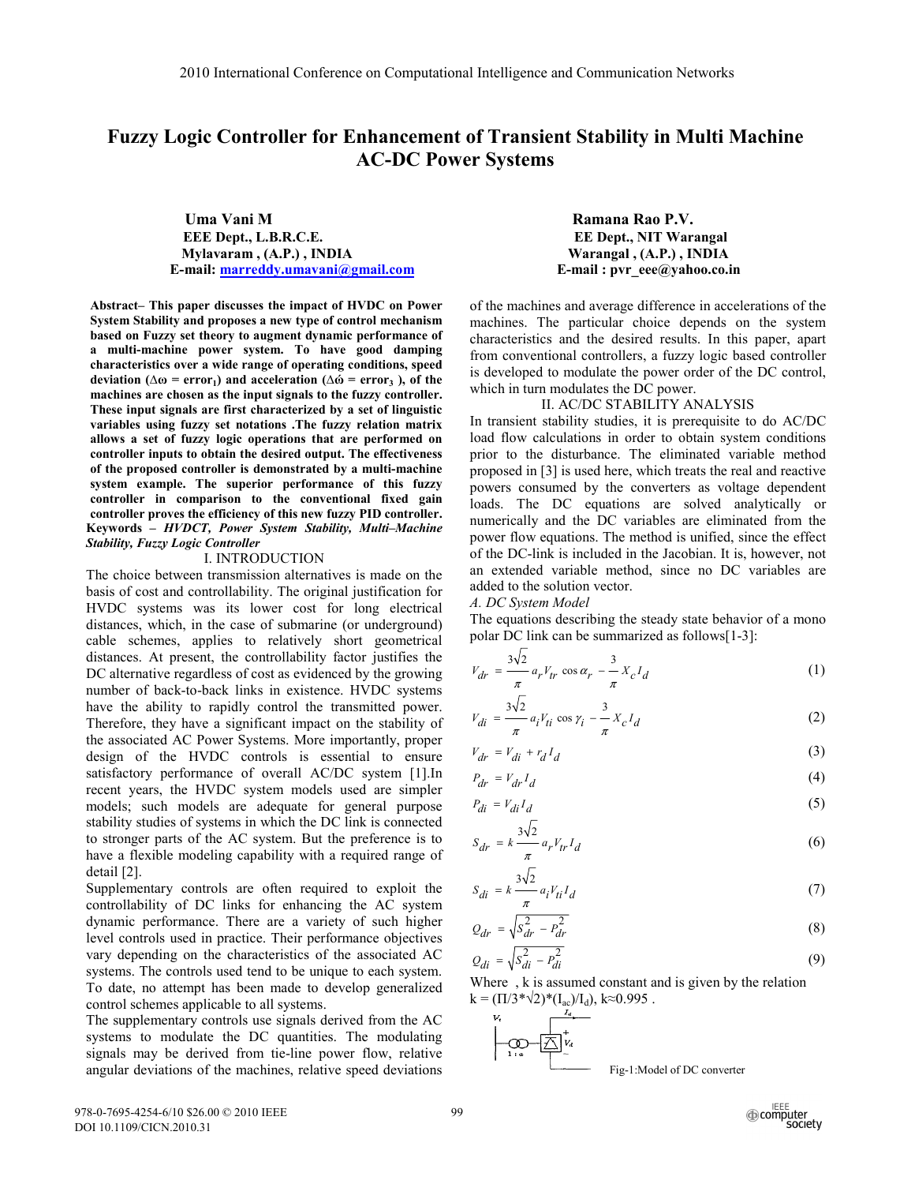# Fuzzy Logic Controller for Enhancement of Transient Stability in Multi Machine AC-DC Power Systems

**Uma Vani M**
**EEE Dept., L.B.R.C.E.**
**Mylavaram , (A.P.) , INDIA**
**E-mail: marreddy.umavani@gmail.com**

**Ramana Rao P.V.**
**EE Dept., NIT Warangal**
**Warangal , (A.P.) , INDIA**
**E-mail : pvr_eee@yahoo.co.in**

**Abstract– This paper discusses the impact of HVDC on Power System Stability and proposes a new type of control mechanism based on Fuzzy set theory to augment dynamic performance of a multi-machine power system. To have good damping characteristics over a wide range of operating conditions, speed deviation ($\Delta\omega$ = error$_1$) and acceleration ($\Delta\dot{\omega}$ = error$_3$ ), of the machines are chosen as the input signals to the fuzzy controller. These input signals are first characterized by a set of linguistic variables using fuzzy set notations .The fuzzy relation matrix allows a set of fuzzy logic operations that are performed on controller inputs to obtain the desired output. The effectiveness of the proposed controller is demonstrated by a multi-machine system example. The superior performance of this fuzzy controller in comparison to the conventional fixed gain controller proves the efficiency of this new fuzzy PID controller.**

**Keywords –** ***HVDCT, Power System Stability, Multi–Machine Stability, Fuzzy Logic Controller***

## I. INTRODUCTION

The choice between transmission alternatives is made on the basis of cost and controllability. The original justification for HVDC systems was its lower cost for long electrical distances, which, in the case of submarine (or underground) cable schemes, applies to relatively short geometrical distances. At present, the controllability factor justifies the DC alternative regardless of cost as evidenced by the growing number of back-to-back links in existence. HVDC systems have the ability to rapidly control the transmitted power. Therefore, they have a significant impact on the stability of the associated AC Power Systems. More importantly, proper design of the HVDC controls is essential to ensure satisfactory performance of overall AC/DC system [1].In recent years, the HVDC system models used are simpler models; such models are adequate for general purpose stability studies of systems in which the DC link is connected to stronger parts of the AC system. But the preference is to have a flexible modeling capability with a required range of detail [2].

Supplementary controls are often required to exploit the controllability of DC links for enhancing the AC system dynamic performance. There are a variety of such higher level controls used in practice. Their performance objectives vary depending on the characteristics of the associated AC systems. The controls used tend to be unique to each system. To date, no attempt has been made to develop generalized control schemes applicable to all systems.

The supplementary controls use signals derived from the AC systems to modulate the DC quantities. The modulating signals may be derived from tie-line power flow, relative angular deviations of the machines, relative speed deviations of the machines and average difference in accelerations of the machines. The particular choice depends on the system characteristics and the desired results. In this paper, apart from conventional controllers, a fuzzy logic based controller is developed to modulate the power order of the DC control, which in turn modulates the DC power.

## II. AC/DC STABILITY ANALYSIS

In transient stability studies, it is prerequisite to do AC/DC load flow calculations in order to obtain system conditions prior to the disturbance. The eliminated variable method proposed in [3] is used here, which treats the real and reactive powers consumed by the converters as voltage dependent loads. The DC equations are solved analytically or numerically and the DC variables are eliminated from the power flow equations. The method is unified, since the effect of the DC-link is included in the Jacobian. It is, however, not an extended variable method, since no DC variables are added to the solution vector.

### *A. DC System Model*

The equations describing the steady state behavior of a mono polar DC link can be summarized as follows[1-3]:

$$V_{dr} = \frac{3\sqrt{2}}{\pi} a_r V_{tr} \cos\alpha_r - \frac{3}{\pi} X_c I_d \tag{1}$$

$$V_{di} = \frac{3\sqrt{2}}{\pi} a_i V_{ti} \cos\gamma_i - \frac{3}{\pi} X_c I_d \tag{2}$$

$$V_{dr} = V_{di} + r_d I_d \tag{3}$$

$$P_{dr} = V_{dr} I_d \tag{4}$$

$$P_{di} = V_{di} I_d \tag{5}$$

$$S_{dr} = k\frac{3\sqrt{2}}{\pi} a_r V_{tr} I_d \tag{6}$$

$$S_{di} = k\frac{3\sqrt{2}}{\pi} a_i V_{ti} I_d \tag{7}$$

$$Q_{dr} = \sqrt{S_{dr}^2 - P_{dr}^2} \tag{8}$$

$$Q_{di} = \sqrt{S_{di}^2 - P_{di}^2} \tag{9}$$

Where , k is assumed constant and is given by the relation $k = (\Pi/3*\sqrt{2})*(I_{ac})/I_d)$, $k \approx 0.995$ .

Fig-1:Model of DC converter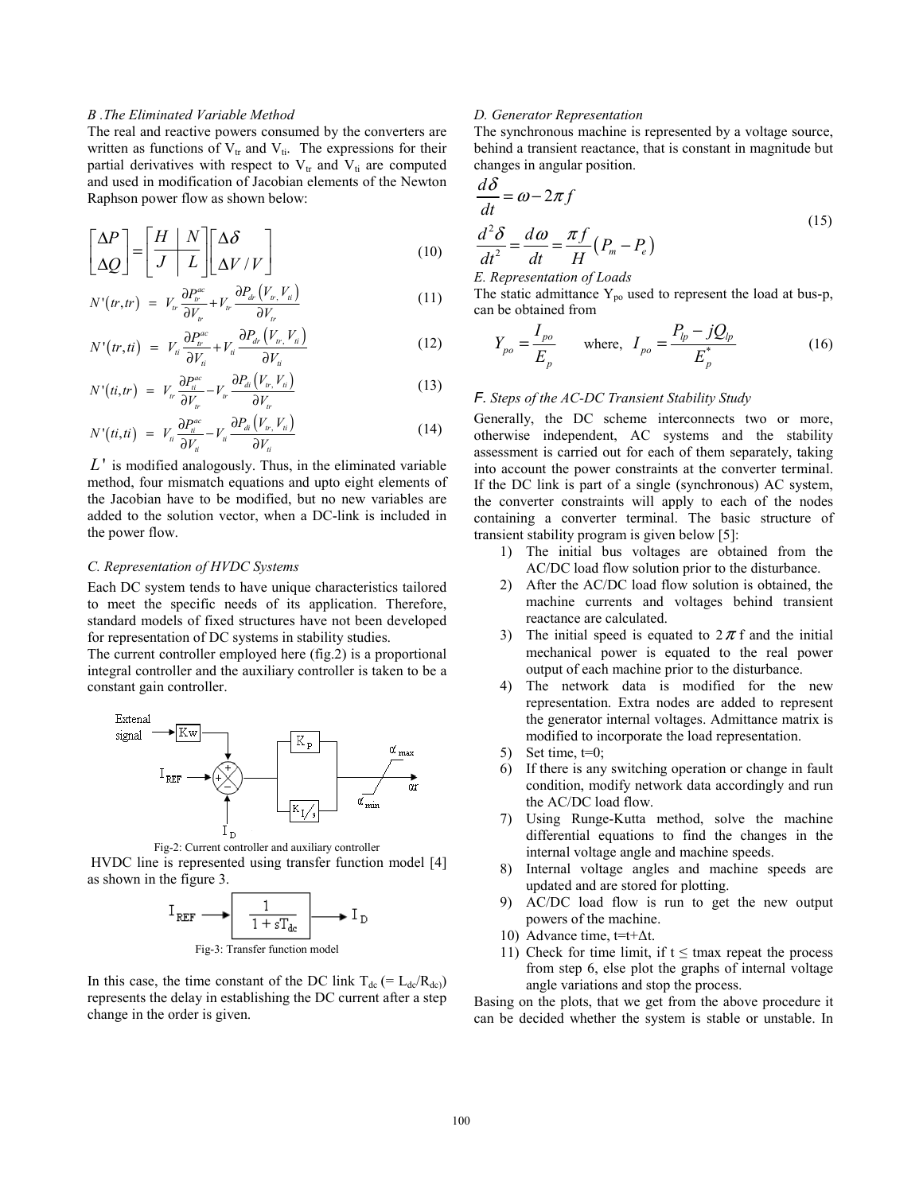### B. The Eliminated Variable Method

The real and reactive powers consumed by the converters are written as functions of $V_{tr}$ and $V_{ti}$. The expressions for their partial derivatives with respect to $V_{tr}$ and $V_{ti}$ are computed and used in modification of Jacobian elements of the Newton Raphson power flow as shown below:

$$\begin{bmatrix} \Delta P \\ \Delta Q \end{bmatrix} = \left[ \begin{array}{c|c} H & N \\ \hline J & L \end{array} \right] \begin{bmatrix} \Delta \delta \\ \Delta V / V \end{bmatrix} \tag{10}$$

$$N'(tr,tr) = V_{tr} \frac{\partial P_{tr}^{ac}}{\partial V_{tr}} + V_{tr} \frac{\partial P_{dr}(V_{tr}, V_{ti})}{\partial V_{tr}} \tag{11}$$

$$N'(tr,ti) = V_{ti} \frac{\partial P_{tr}^{ac}}{\partial V_{ti}} + V_{ti} \frac{\partial P_{dr}(V_{tr}, V_{ti})}{\partial V_{ti}} \tag{12}$$

$$N'(ti,tr) = V_{tr} \frac{\partial P_{ti}^{ac}}{\partial V_{tr}} - V_{tr} \frac{\partial P_{di}(V_{tr}, V_{ti})}{\partial V_{tr}} \tag{13}$$

$$N'(ti,ti) = V_{ti} \frac{\partial P_{ti}^{ac}}{\partial V_{ti}} - V_{ti} \frac{\partial P_{di}(V_{tr}, V_{ti})}{\partial V_{ti}} \tag{14}$$

$L'$ is modified analogously. Thus, in the eliminated variable method, four mismatch equations and upto eight elements of the Jacobian have to be modified, but no new variables are added to the solution vector, when a DC-link is included in the power flow.

### C. Representation of HVDC Systems

Each DC system tends to have unique characteristics tailored to meet the specific needs of its application. Therefore, standard models of fixed structures have not been developed for representation of DC systems in stability studies.

The current controller employed here (fig.2) is a proportional integral controller and the auxiliary controller is taken to be a constant gain controller.

Fig-2: Current controller and auxiliary controller

HVDC line is represented using transfer function model [4] as shown in the figure 3.

$$I_{REF} \rightarrow \boxed{\frac{1}{1 + sT_{dc}}} \rightarrow I_D$$

Fig-3: Transfer function model

In this case, the time constant of the DC link $T_{dc}$ (= $L_{dc}/R_{dc}$) represents the delay in establishing the DC current after a step change in the order is given.

### D. Generator Representation

The synchronous machine is represented by a voltage source, behind a transient reactance, that is constant in magnitude but changes in angular position.

$$\frac{d\delta}{dt} = \omega - 2\pi f$$
$$\frac{d^2\delta}{dt^2} = \frac{d\omega}{dt} = \frac{\pi f}{H}\left(P_m - P_e\right) \tag{15}$$

### E. Representation of Loads

The static admittance $Y_{po}$ used to represent the load at bus-p, can be obtained from

$$Y_{po} = \frac{I_{po}}{E_p} \quad \text{where, } I_{po} = \frac{P_{lp} - jQ_{lp}}{E_p^*} \tag{16}$$

### F. Steps of the AC-DC Transient Stability Study

Generally, the DC scheme interconnects two or more, otherwise independent, AC systems and the stability assessment is carried out for each of them separately, taking into account the power constraints at the converter terminal. If the DC link is part of a single (synchronous) AC system, the converter constraints will apply to each of the nodes containing a converter terminal. The basic structure of transient stability program is given below [5]:

1) The initial bus voltages are obtained from the AC/DC load flow solution prior to the disturbance.
2) After the AC/DC load flow solution is obtained, the machine currents and voltages behind transient reactance are calculated.
3) The initial speed is equated to $2\pi$ f and the initial mechanical power is equated to the real power output of each machine prior to the disturbance.
4) The network data is modified for the new representation. Extra nodes are added to represent the generator internal voltages. Admittance matrix is modified to incorporate the load representation.
5) Set time, t=0;
6) If there is any switching operation or change in fault condition, modify network data accordingly and run the AC/DC load flow.
7) Using Runge-Kutta method, solve the machine differential equations to find the changes in the internal voltage angle and machine speeds.
8) Internal voltage angles and machine speeds are updated and are stored for plotting.
9) AC/DC load flow is run to get the new output powers of the machine.
10) Advance time, $t = t + \Delta t$.
11) Check for time limit, if $t \leq$ tmax repeat the process from step 6, else plot the graphs of internal voltage angle variations and stop the process.

Basing on the plots, that we get from the above procedure it can be decided whether the system is stable or unstable. In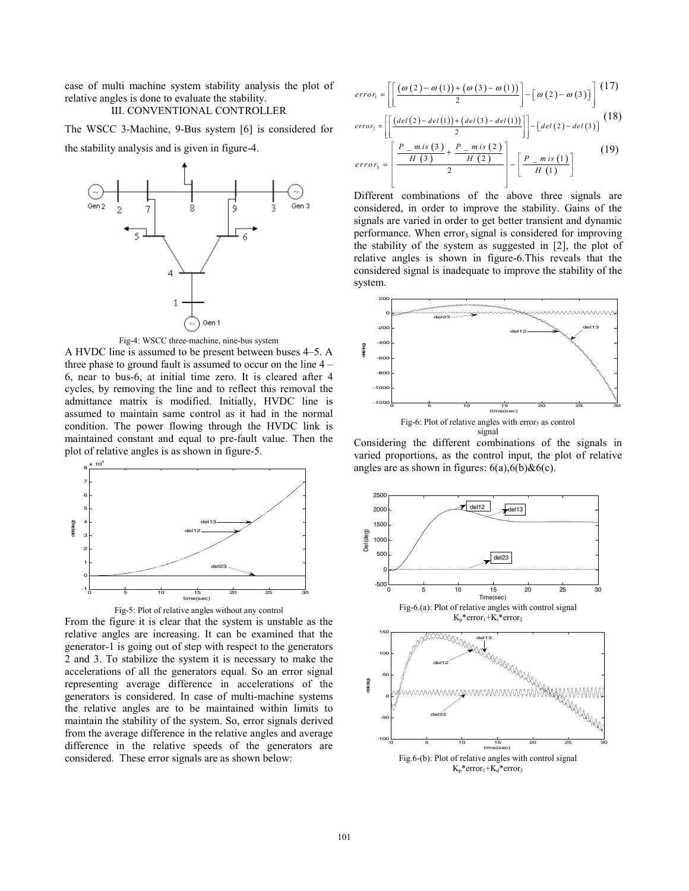case of multi machine system stability analysis the plot of relative angles is done to evaluate the stability.

## III. CONVENTIONAL CONTROLLER

The WSCC 3-Machine, 9-Bus system [6] is considered for the stability analysis and is given in figure-4.

Fig-4: WSCC three-machine, nine-bus system

A HVDC line is assumed to be present between buses 4–5. A three phase to ground fault is assumed to occur on the line 4 – 6, near to bus-6, at initial time zero. It is cleared after 4 cycles, by removing the line and to reflect this removal the admittance matrix is modified. Initially, HVDC line is assumed to maintain same control as it had in the normal condition. The power flowing through the HVDC link is maintained constant and equal to pre-fault value. Then the plot of relative angles is as shown in figure-5.

Fig-5: Plot of relative angles without any control

From the figure it is clear that the system is unstable as the relative angles are increasing. It can be examined that the generator-1 is going out of step with respect to the generators 2 and 3. To stabilize the system it is necessary to make the accelerations of all the generators equal. So an error signal representing average difference in accelerations of the generators is considered. In case of multi-machine systems the relative angles are to be maintained within limits to maintain the stability of the system. So, error signals derived from the average difference in the relative angles and average difference in the relative speeds of the generators are considered. These error signals are as shown below:

$$error_1 = \left[ \left[ \frac{(\omega(2) - \omega(1)) + (\omega(3) - \omega(1))}{2} \right] - \left[ \omega(2) - \omega(3) \right] \right] \quad (17)$$

$$error_2 = \left[ \left[ \frac{(del(2) - del(1)) + (del(3) - del(1))}{2} \right] - \left[ del(2) - del(3) \right] \right] \quad (18)$$

$$error_3 = \left[ \frac{\frac{P\_mis(3)}{H(3)} + \frac{P\_mis(2)}{H(2)}}{2} \right] - \left[ \frac{P\_mis(1)}{H(1)} \right] \quad (19)$$

Different combinations of the above three signals are considered, in order to improve the stability. Gains of the signals are varied in order to get better transient and dynamic performance. When $error_3$ signal is considered for improving the stability of the system as suggested in [2], the plot of relative angles is shown in figure-6.This reveals that the considered signal is inadequate to improve the stability of the system.

Fig-6: Plot of relative angles with $error_3$ as control signal

Considering the different combinations of the signals in varied proportions, as the control input, the plot of relative angles are as shown in figures: 6(a),6(b)&6(c).

Fig-6.(a): Plot of relative angles with control signal $K_p$*$error_1$+$K_i$*$error_2$

Fig.6-(b): Plot of relative angles with control signal $K_p$*$error_1$+$K_d$*$error_3$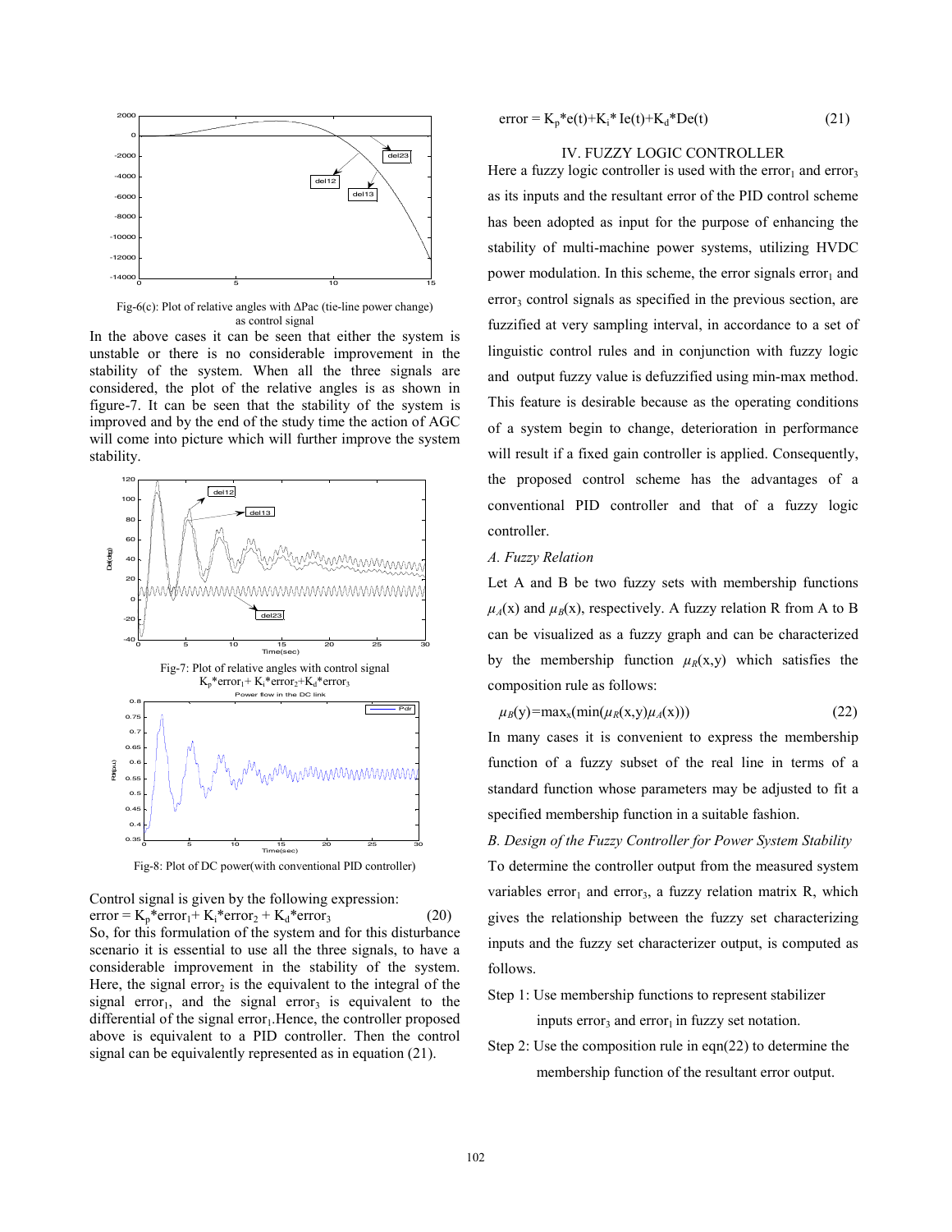Fig-6(c): Plot of relative angles with ΔPac (tie-line power change) as control signal

In the above cases it can be seen that either the system is unstable or there is no considerable improvement in the stability of the system. When all the three signals are considered, the plot of the relative angles is as shown in figure-7. It can be seen that the stability of the system is improved and by the end of the study time the action of AGC will come into picture which will further improve the system stability.

Fig-7: Plot of relative angles with control signal $K_p$*error$_1$+ $K_i$*error$_2$+$K_d$*error$_3$

Fig-8: Plot of DC power(with conventional PID controller)

Control signal is given by the following expression:

$$\text{error} = K_p*\text{error}_1 + K_i*\text{error}_2 + K_d*\text{error}_3 \quad (20)$$

So, for this formulation of the system and for this disturbance scenario it is essential to use all the three signals, to have a considerable improvement in the stability of the system. Here, the signal error$_2$ is the equivalent to the integral of the signal error$_1$, and the signal error$_3$ is equivalent to the differential of the signal error$_1$.Hence, the controller proposed above is equivalent to a PID controller. Then the control signal can be equivalently represented as in equation (21).

$$\text{error} = K_p*e(t)+K_i*Ie(t)+K_d*De(t) \quad (21)$$

## IV. FUZZY LOGIC CONTROLLER

Here a fuzzy logic controller is used with the error$_1$ and error$_3$ as its inputs and the resultant error of the PID control scheme has been adopted as input for the purpose of enhancing the stability of multi-machine power systems, utilizing HVDC power modulation. In this scheme, the error signals error$_1$ and error$_3$ control signals as specified in the previous section, are fuzzified at very sampling interval, in accordance to a set of linguistic control rules and in conjunction with fuzzy logic and output fuzzy value is defuzzified using min-max method. This feature is desirable because as the operating conditions of a system begin to change, deterioration in performance will result if a fixed gain controller is applied. Consequently, the proposed control scheme has the advantages of a conventional PID controller and that of a fuzzy logic controller.

### *A. Fuzzy Relation*

Let A and B be two fuzzy sets with membership functions $\mu_A(x)$ and $\mu_B(x)$, respectively. A fuzzy relation R from A to B can be visualized as a fuzzy graph and can be characterized by the membership function $\mu_R(x,y)$ which satisfies the composition rule as follows:

$$\mu_B(y)=\max_x(\min(\mu_R(x,y)\mu_A(x))) \quad (22)$$

In many cases it is convenient to express the membership function of a fuzzy subset of the real line in terms of a standard function whose parameters may be adjusted to fit a specified membership function in a suitable fashion.

### *B. Design of the Fuzzy Controller for Power System Stability*

To determine the controller output from the measured system variables error$_1$ and error$_3$, a fuzzy relation matrix R, which gives the relationship between the fuzzy set characterizing inputs and the fuzzy set characterizer output, is computed as follows.

Step 1: Use membership functions to represent stabilizer inputs error$_3$ and error$_1$ in fuzzy set notation.

Step 2: Use the composition rule in eqn(22) to determine the membership function of the resultant error output.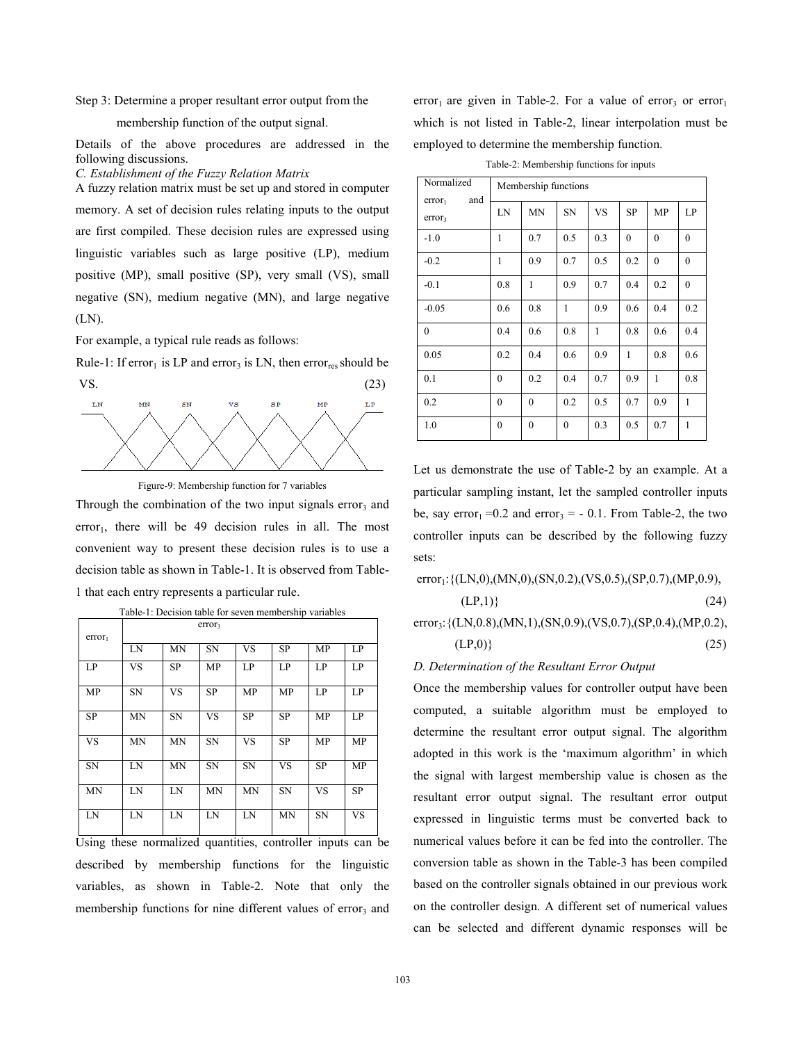Step 3: Determine a proper resultant error output from the membership function of the output signal.

Details of the above procedures are addressed in the following discussions.

*C. Establishment of the Fuzzy Relation Matrix*

A fuzzy relation matrix must be set up and stored in computer memory. A set of decision rules relating inputs to the output are first compiled. These decision rules are expressed using linguistic variables such as large positive (LP), medium positive (MP), small positive (SP), very small (VS), small negative (SN), medium negative (MN), and large negative (LN).

For example, a typical rule reads as follows:

Rule-1: If $error_1$ is LP and $error_3$ is LN, then $error_{res}$ should be VS. (23)

Figure-9: Membership function for 7 variables

Through the combination of the two input signals $error_3$ and $error_1$, there will be 49 decision rules in all. The most convenient way to present these decision rules is to use a decision table as shown in Table-1. It is observed from Table-1 that each entry represents a particular rule.

Table-1: Decision table for seven membership variables

| $error_1$ | $error_3$ | | | | | | |
|---|---|---|---|---|---|---|---|
| | LN | MN | SN | VS | SP | MP | LP |
| LP | VS | SP | MP | LP | LP | LP | LP |
| MP | SN | VS | SP | MP | MP | LP | LP |
| SP | MN | SN | VS | SP | SP | MP | LP |
| VS | MN | MN | SN | VS | SP | MP | MP |
| SN | LN | MN | SN | SN | VS | SP | MP |
| MN | LN | LN | MN | MN | SN | VS | SP |
| LN | LN | LN | LN | LN | MN | SN | VS |

Using these normalized quantities, controller inputs can be described by membership functions for the linguistic variables, as shown in Table-2. Note that only the membership functions for nine different values of $error_3$ and $error_1$ are given in Table-2. For a value of $error_3$ or $error_1$ which is not listed in Table-2, linear interpolation must be employed to determine the membership function.

Table-2: Membership functions for inputs

| Normalized $error_1$ and $error_3$ | Membership functions | | | | | | |
|---|---|---|---|---|---|---|---|
| | LN | MN | SN | VS | SP | MP | LP |
| -1.0 | 1 | 0.7 | 0.5 | 0.3 | 0 | 0 | 0 |
| -0.2 | 1 | 0.9 | 0.7 | 0.5 | 0.2 | 0 | 0 |
| -0.1 | 0.8 | 1 | 0.9 | 0.7 | 0.4 | 0.2 | 0 |
| -0.05 | 0.6 | 0.8 | 1 | 0.9 | 0.6 | 0.4 | 0.2 |
| 0 | 0.4 | 0.6 | 0.8 | 1 | 0.8 | 0.6 | 0.4 |
| 0.05 | 0.2 | 0.4 | 0.6 | 0.9 | 1 | 0.8 | 0.6 |
| 0.1 | 0 | 0.2 | 0.4 | 0.7 | 0.9 | 1 | 0.8 |
| 0.2 | 0 | 0 | 0.2 | 0.5 | 0.7 | 0.9 | 1 |
| 1.0 | 0 | 0 | 0 | 0.3 | 0.5 | 0.7 | 1 |

Let us demonstrate the use of Table-2 by an example. At a particular sampling instant, let the sampled controller inputs be, say $error_1 = 0.2$ and $error_3 = -0.1$. From Table-2, the two controller inputs can be described by the following fuzzy sets:

$$error_1: \{(LN,0),(MN,0),(SN,0.2),(VS,0.5),(SP,0.7),(MP,0.9),(LP,1)\} \quad (24)$$

$$error_3: \{(LN,0.8),(MN,1),(SN,0.9),(VS,0.7),(SP,0.4),(MP,0.2),(LP,0)\} \quad (25)$$

*D. Determination of the Resultant Error Output*

Once the membership values for controller output have been computed, a suitable algorithm must be employed to determine the resultant error output signal. The algorithm adopted in this work is the 'maximum algorithm' in which the signal with largest membership value is chosen as the resultant error output signal. The resultant error output expressed in linguistic terms must be converted back to numerical values before it can be fed into the controller. The conversion table as shown in the Table-3 has been compiled based on the controller signals obtained in our previous work on the controller design. A different set of numerical values can be selected and different dynamic responses will be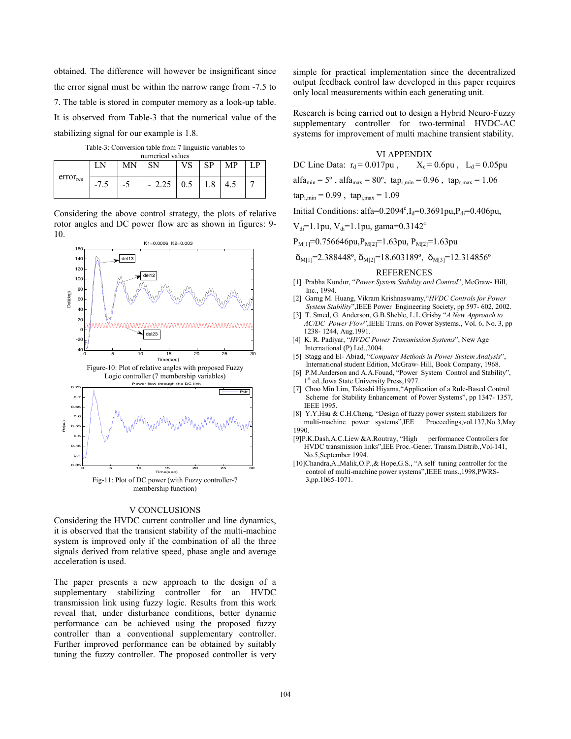obtained. The difference will however be insignificant since the error signal must be within the narrow range from -7.5 to 7. The table is stored in computer memory as a look-up table. It is observed from Table-3 that the numerical value of the stabilizing signal for our example is 1.8.

Table-3: Conversion table from 7 linguistic variables to numerical values

| | LN | MN | SN | VS | SP | MP | LP |
|---|---|---|---|---|---|---|---|
| $error_{res}$ | -7.5 | -5 | - 2.25 | 0.5 | 1.8 | 4.5 | 7 |

Considering the above control strategy, the plots of relative rotor angles and DC power flow are as shown in figures: 9-10.

K1=0.0006 K2=0.003

del13

del12

del23

Del(deg)

Time(sec)

Figure-10: Plot of relative angles with proposed Fuzzy Logic controller (7 membership variables)

Power flow through the DC link

Pdr

Rdr(pu)

Time(sec)

Fig-11: Plot of DC power (with Fuzzy controller-7 membership function)

## V CONCLUSIONS

Considering the HVDC current controller and line dynamics, it is observed that the transient stability of the multi-machine system is improved only if the combination of all the three signals derived from relative speed, phase angle and average acceleration is used.

The paper presents a new approach to the design of a supplementary stabilizing controller for an HVDC transmission link using fuzzy logic. Results from this work reveal that, under disturbance conditions, better dynamic performance can be achieved using the proposed fuzzy controller than a conventional supplementary controller. Further improved performance can be obtained by suitably tuning the fuzzy controller. The proposed controller is very simple for practical implementation since the decentralized output feedback control law developed in this paper requires only local measurements within each generating unit.

Research is being carried out to design a Hybrid Neuro-Fuzzy supplementary controller for two-terminal HVDC-AC systems for improvement of multi machine transient stability.

## VI APPENDIX

DC Line Data: $r_d = 0.017$pu , $X_c = 0.6$pu , $L_d = 0.05$pu

$alfa_{min} = 5^o$ , $alfa_{max} = 80^o$, $tap_{r,min} = 0.96$ , $tap_{r,max} = 1.06$

$tap_{i,min} = 0.99$ , $tap_{i,max} = 1.09$

Initial Conditions: alfa=$0.2094^c$,$I_d$=0.3691pu,$P_{di}$=0.406pu,

$V_{di}$=1.1pu, $V_{di}$=1.1pu, gama=$0.3142^c$

$P_{M[1]}$=0.756646pu,$P_{M[2]}$=1.63pu, $P_{M[2]}$=1.63pu

$\delta_{M[1]}=2.388448^o$, $\delta_{M[2]}=18.603189^o$, $\delta_{M[3]}=12.314856^o$

## REFERENCES

[1] Prabha Kundur, "*Power System Stability and Control*", McGraw- Hill, Inc., 1994.

[2] Garng M. Huang, Vikram Krishnaswamy,"*HVDC Controls for Power System Stability*",IEEE Power Engineering Society, pp 597- 602, 2002.

[3] T. Smed, G. Anderson, G.B.Sheble, L.L.Grisby "*A New Approach to AC/DC Power Flow*",IEEE Trans. on Power Systems., Vol. 6, No. 3, pp 1238- 1244, Aug.1991.

[4] K. R. Padiyar, "*HVDC Power Transmission Systems*", New Age International (P) Ltd.,2004.

[5] Stagg and El- Abiad, "*Computer Methods in Power System Analysis*", International student Edition, McGraw- Hill, Book Company, 1968.

[6] P.M.Anderson and A.A.Fouad, "Power System Control and Stability", 1st ed.,Iowa State University Press,1977.

[7] Choo Min Lim, Takashi Hiyama,"Application of a Rule-Based Control Scheme for Stability Enhancement of Power Systems", pp 1347- 1357, IEEE 1995.

[8] Y.Y.Hsu & C.H.Cheng, "Design of fuzzy power system stabilizers for multi-machine power systems",IEE Proceedings,vol.137,No.3,May 1990.

[9] P.K.Dash,A.C.Liew &A.Routray, "High performance Controllers for HVDC transmission links",IEE Proc.-Gener. Transm.Distrib.,Vol-141, No.5,September 1994.

[10] Chandra,A.,Malik,O.P.,& Hope,G.S., "A self tuning controller for the control of multi-machine power systems",IEEE trans.,1998,PWRS-3,pp.1065-1071.